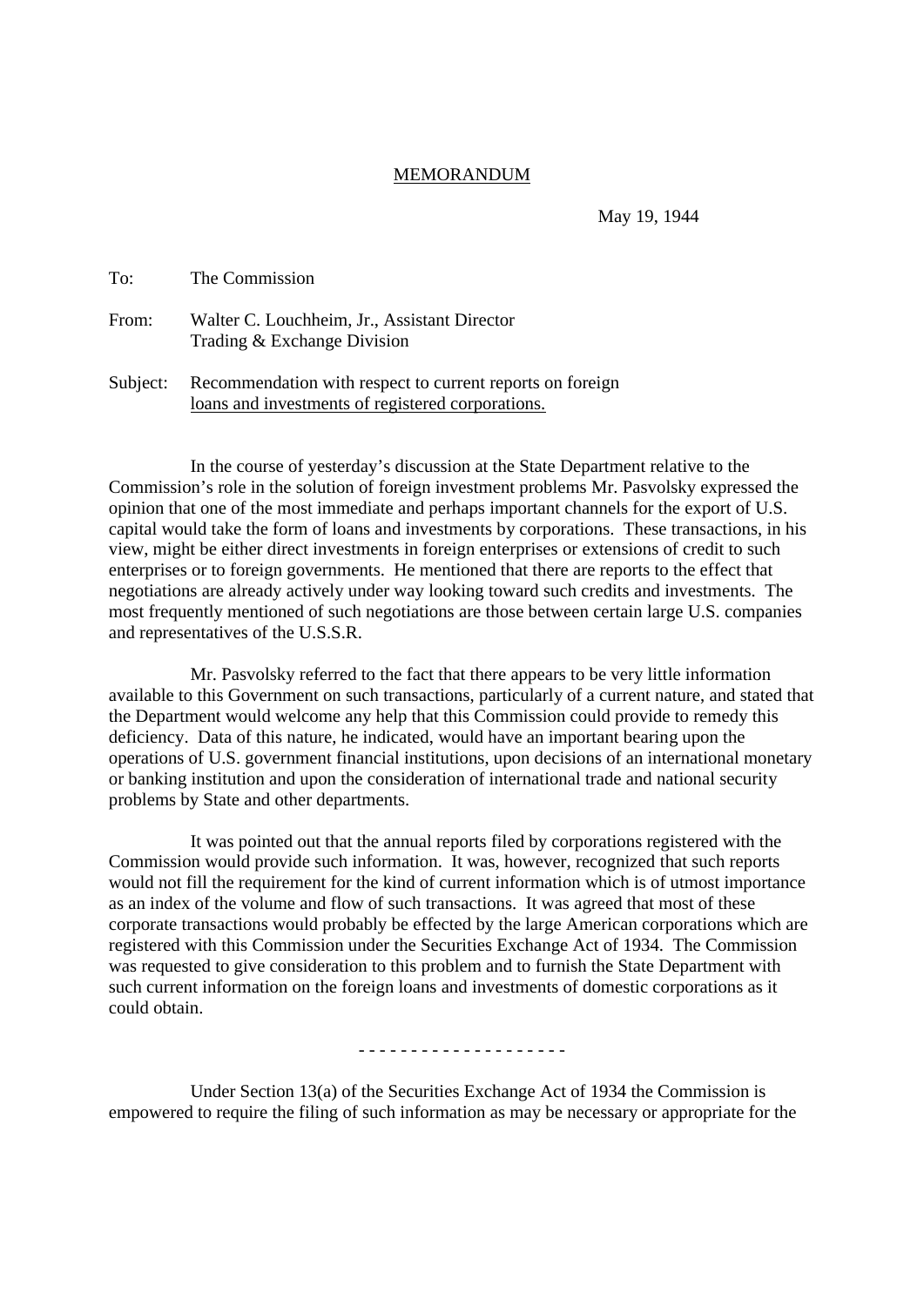MEMORANDUM

May 19, 1944

To: The Commission

From: Walter C. Louchheim, Jr., Assistant Director
Trading & Exchange Division

Subject: Recommendation with respect to current reports on foreign loans and investments of registered corporations.

In the course of yesterday's discussion at the State Department relative to the Commission's role in the solution of foreign investment problems Mr. Pasvolsky expressed the opinion that one of the most immediate and perhaps important channels for the export of U.S. capital would take the form of loans and investments by corporations. These transactions, in his view, might be either direct investments in foreign enterprises or extensions of credit to such enterprises or to foreign governments. He mentioned that there are reports to the effect that negotiations are already actively under way looking toward such credits and investments. The most frequently mentioned of such negotiations are those between certain large U.S. companies and representatives of the U.S.S.R.

Mr. Pasvolsky referred to the fact that there appears to be very little information available to this Government on such transactions, particularly of a current nature, and stated that the Department would welcome any help that this Commission could provide to remedy this deficiency. Data of this nature, he indicated, would have an important bearing upon the operations of U.S. government financial institutions, upon decisions of an international monetary or banking institution and upon the consideration of international trade and national security problems by State and other departments.

It was pointed out that the annual reports filed by corporations registered with the Commission would provide such information. It was, however, recognized that such reports would not fill the requirement for the kind of current information which is of utmost importance as an index of the volume and flow of such transactions. It was agreed that most of these corporate transactions would probably be effected by the large American corporations which are registered with this Commission under the Securities Exchange Act of 1934. The Commission was requested to give consideration to this problem and to furnish the State Department with such current information on the foreign loans and investments of domestic corporations as it could obtain.

- - - - - - - - - - - - - - - - - - - -

Under Section 13(a) of the Securities Exchange Act of 1934 the Commission is empowered to require the filing of such information as may be necessary or appropriate for the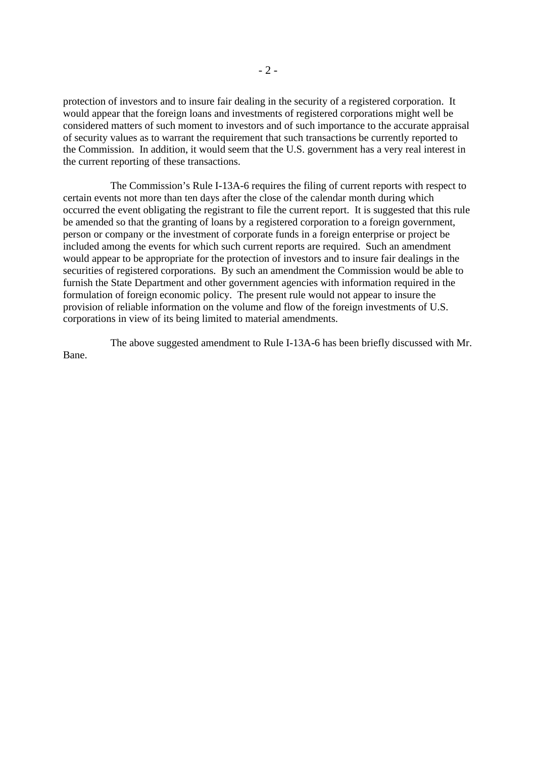protection of investors and to insure fair dealing in the security of a registered corporation. It would appear that the foreign loans and investments of registered corporations might well be considered matters of such moment to investors and of such importance to the accurate appraisal of security values as to warrant the requirement that such transactions be currently reported to the Commission. In addition, it would seem that the U.S. government has a very real interest in the current reporting of these transactions.

The Commission's Rule I-13A-6 requires the filing of current reports with respect to certain events not more than ten days after the close of the calendar month during which occurred the event obligating the registrant to file the current report. It is suggested that this rule be amended so that the granting of loans by a registered corporation to a foreign government, person or company or the investment of corporate funds in a foreign enterprise or project be included among the events for which such current reports are required. Such an amendment would appear to be appropriate for the protection of investors and to insure fair dealings in the securities of registered corporations. By such an amendment the Commission would be able to furnish the State Department and other government agencies with information required in the formulation of foreign economic policy. The present rule would not appear to insure the provision of reliable information on the volume and flow of the foreign investments of U.S. corporations in view of its being limited to material amendments.

The above suggested amendment to Rule I-13A-6 has been briefly discussed with Mr. Bane.